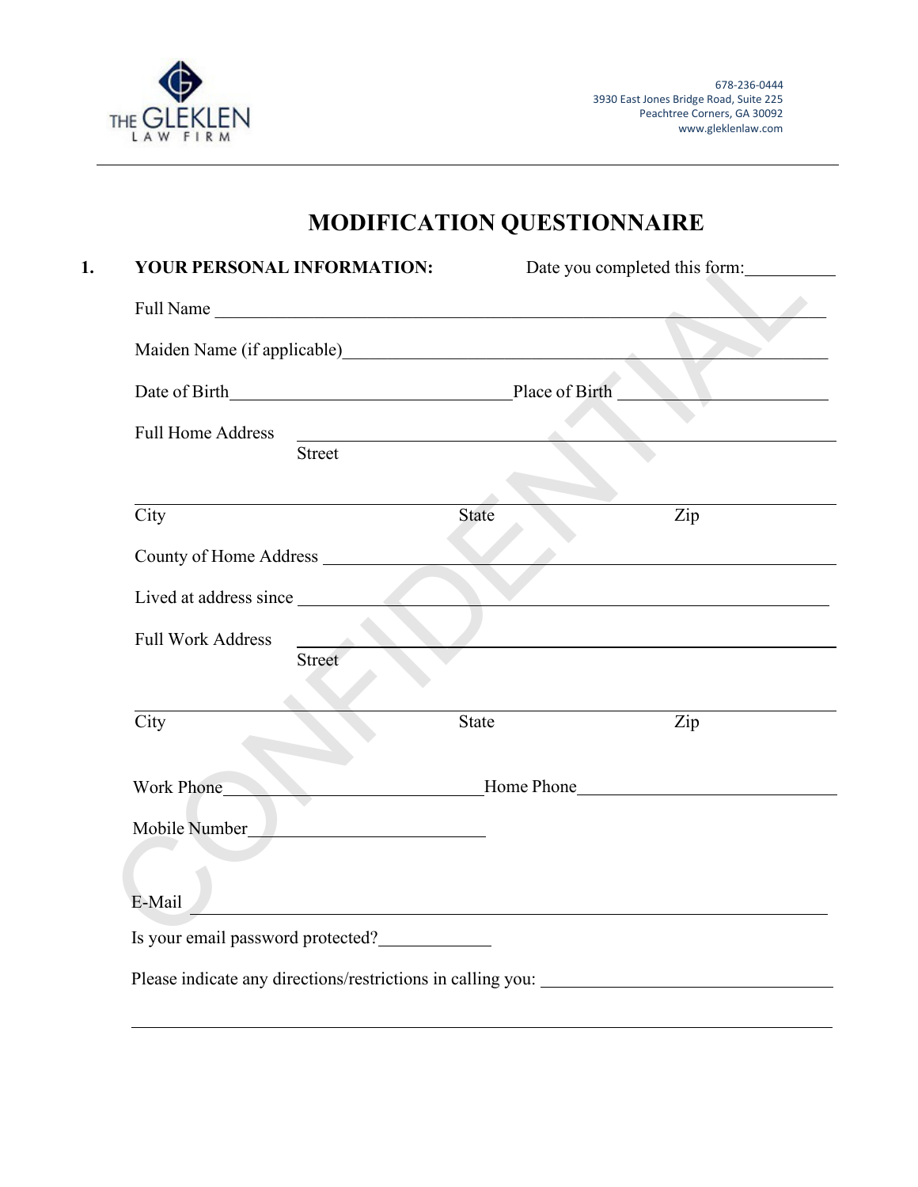THE GLEKLEN LAW FIRM

678-236-0444
3930 East Jones Bridge Road, Suite 225
Peachtree Corners, GA 30092
www.gleklenlaw.com

# MODIFICATION QUESTIONNAIRE

**1. YOUR PERSONAL INFORMATION:** Date you completed this form:__________

Full Name ____________________________________________________________________

Maiden Name (if applicable)______________________________________________________

Date of Birth________________________________Place of Birth _______________________

Full Home Address ______________________________________________________________
Street

________________________________________________________________________________
City State Zip

County of Home Address _________________________________________________________

Lived at address since __________________________________________________________

Full Work Address ______________________________________________________________
Street

________________________________________________________________________________
City State Zip

Work Phone__________________________Home Phone____________________________

Mobile Number_________________________

E-Mail _______________________________________________________________________

Is your email password protected?____________

Please indicate any directions/restrictions in calling you: _________________________________

________________________________________________________________________________

CONFIDENTIAL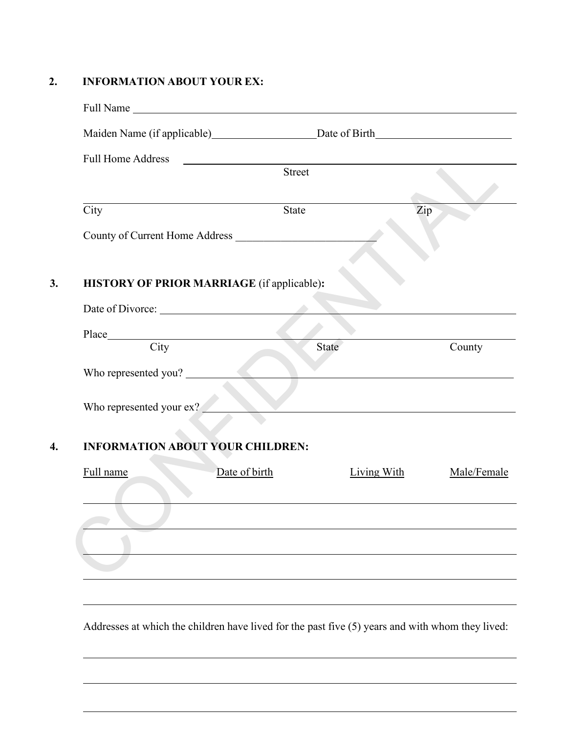## 2. INFORMATION ABOUT YOUR EX:

Full Name ______________________________________________

Maiden Name (if applicable)____________________ Date of Birth_________________________

Full Home Address ______________________________________________
Street

______________________________________________
City State Zip

County of Current Home Address __________________________

## 3. HISTORY OF PRIOR MARRIAGE (if applicable):

Date of Divorce: ______________________________________________

Place______________________________________________
City State County

Who represented you? ______________________________________________

Who represented your ex? ______________________________________________

## 4. INFORMATION ABOUT YOUR CHILDREN:

| Full name | Date of birth | Living With | Male/Female |
|---|---|---|---|
| | | | |
| | | | |
| | | | |
| | | | |
| | | | |

Addresses at which the children have lived for the past five (5) years and with whom they lived:

______________________________________________

______________________________________________

______________________________________________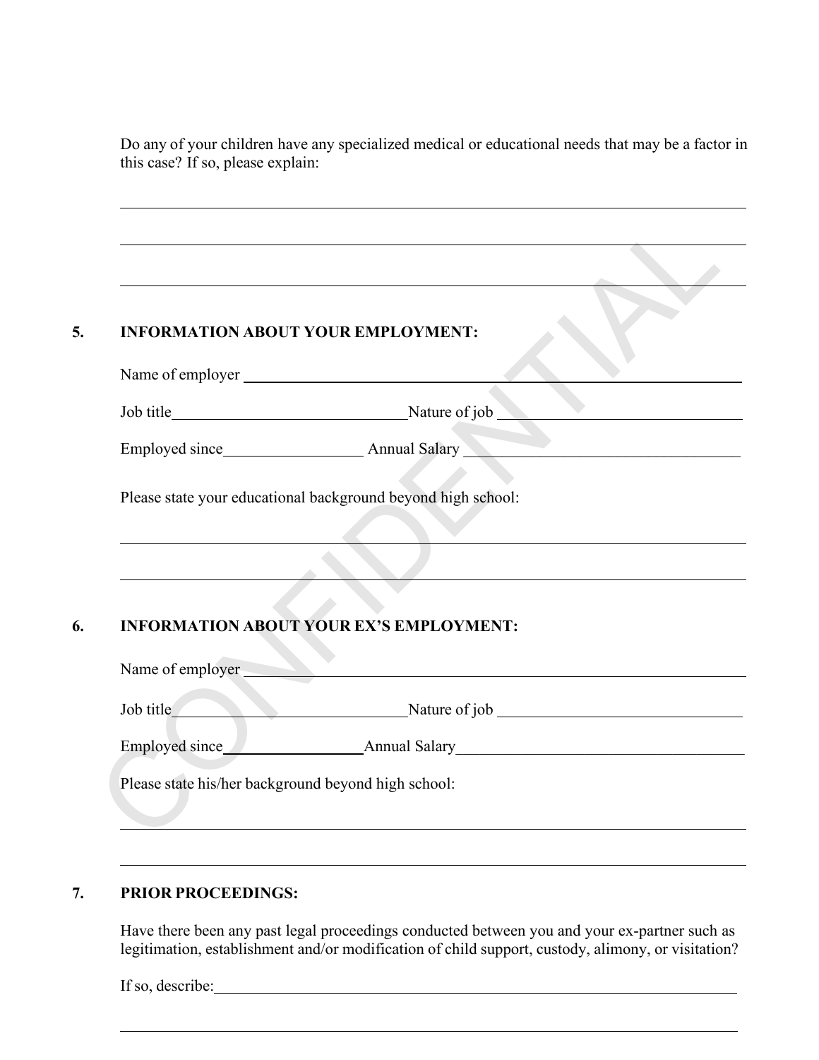Do any of your children have any specialized medical or educational needs that may be a factor in this case? If so, please explain:

\_\_\_\_\_\_\_\_\_\_\_\_\_\_\_\_\_\_\_\_\_\_\_\_\_\_\_\_\_\_\_\_\_\_\_\_\_\_\_\_\_\_\_\_\_\_\_\_\_\_\_\_\_\_\_\_\_\_\_\_\_\_\_\_\_\_\_\_\_\_\_\_\_\_\_\_

\_\_\_\_\_\_\_\_\_\_\_\_\_\_\_\_\_\_\_\_\_\_\_\_\_\_\_\_\_\_\_\_\_\_\_\_\_\_\_\_\_\_\_\_\_\_\_\_\_\_\_\_\_\_\_\_\_\_\_\_\_\_\_\_\_\_\_\_\_\_\_\_\_\_\_\_

\_\_\_\_\_\_\_\_\_\_\_\_\_\_\_\_\_\_\_\_\_\_\_\_\_\_\_\_\_\_\_\_\_\_\_\_\_\_\_\_\_\_\_\_\_\_\_\_\_\_\_\_\_\_\_\_\_\_\_\_\_\_\_\_\_\_\_\_\_\_\_\_\_\_\_\_

## 5. INFORMATION ABOUT YOUR EMPLOYMENT:

Name of employer \_\_\_\_\_\_\_\_\_\_\_\_\_\_\_\_\_\_\_\_\_\_\_\_\_\_\_\_\_\_\_\_\_\_\_\_\_\_\_\_\_\_\_\_\_\_\_\_\_\_\_\_\_\_\_\_\_\_\_\_

Job title\_\_\_\_\_\_\_\_\_\_\_\_\_\_\_\_\_\_\_\_\_\_\_\_\_\_\_\_\_\_Nature of job \_\_\_\_\_\_\_\_\_\_\_\_\_\_\_\_\_\_\_\_\_\_\_\_\_\_\_\_\_\_

Employed since\_\_\_\_\_\_\_\_\_\_\_\_\_\_\_\_\_ Annual Salary \_\_\_\_\_\_\_\_\_\_\_\_\_\_\_\_\_\_\_\_\_\_\_\_\_\_\_\_\_\_\_\_\_\_

Please state your educational background beyond high school:

\_\_\_\_\_\_\_\_\_\_\_\_\_\_\_\_\_\_\_\_\_\_\_\_\_\_\_\_\_\_\_\_\_\_\_\_\_\_\_\_\_\_\_\_\_\_\_\_\_\_\_\_\_\_\_\_\_\_\_\_\_\_\_\_\_\_\_\_\_\_\_\_\_\_\_\_

\_\_\_\_\_\_\_\_\_\_\_\_\_\_\_\_\_\_\_\_\_\_\_\_\_\_\_\_\_\_\_\_\_\_\_\_\_\_\_\_\_\_\_\_\_\_\_\_\_\_\_\_\_\_\_\_\_\_\_\_\_\_\_\_\_\_\_\_\_\_\_\_\_\_\_\_

## 6. INFORMATION ABOUT YOUR EX'S EMPLOYMENT:

Name of employer \_\_\_\_\_\_\_\_\_\_\_\_\_\_\_\_\_\_\_\_\_\_\_\_\_\_\_\_\_\_\_\_\_\_\_\_\_\_\_\_\_\_\_\_\_\_\_\_\_\_\_\_\_\_\_\_\_\_\_\_

Job title\_\_\_\_\_\_\_\_\_\_\_\_\_\_\_\_\_\_\_\_\_\_\_\_\_\_\_\_\_\_Nature of job \_\_\_\_\_\_\_\_\_\_\_\_\_\_\_\_\_\_\_\_\_\_\_\_\_\_\_\_\_\_

Employed since\_\_\_\_\_\_\_\_\_\_\_\_\_\_\_\_\_Annual Salary\_\_\_\_\_\_\_\_\_\_\_\_\_\_\_\_\_\_\_\_\_\_\_\_\_\_\_\_\_\_\_\_\_\_\_

Please state his/her background beyond high school:

\_\_\_\_\_\_\_\_\_\_\_\_\_\_\_\_\_\_\_\_\_\_\_\_\_\_\_\_\_\_\_\_\_\_\_\_\_\_\_\_\_\_\_\_\_\_\_\_\_\_\_\_\_\_\_\_\_\_\_\_\_\_\_\_\_\_\_\_\_\_\_\_\_\_\_\_

\_\_\_\_\_\_\_\_\_\_\_\_\_\_\_\_\_\_\_\_\_\_\_\_\_\_\_\_\_\_\_\_\_\_\_\_\_\_\_\_\_\_\_\_\_\_\_\_\_\_\_\_\_\_\_\_\_\_\_\_\_\_\_\_\_\_\_\_\_\_\_\_\_\_\_\_

## 7. PRIOR PROCEEDINGS:

Have there been any past legal proceedings conducted between you and your ex-partner such as legitimation, establishment and/or modification of child support, custody, alimony, or visitation?

If so, describe:\_\_\_\_\_\_\_\_\_\_\_\_\_\_\_\_\_\_\_\_\_\_\_\_\_\_\_\_\_\_\_\_\_\_\_\_\_\_\_\_\_\_\_\_\_\_\_\_\_\_\_\_\_\_\_\_\_\_\_\_\_

\_\_\_\_\_\_\_\_\_\_\_\_\_\_\_\_\_\_\_\_\_\_\_\_\_\_\_\_\_\_\_\_\_\_\_\_\_\_\_\_\_\_\_\_\_\_\_\_\_\_\_\_\_\_\_\_\_\_\_\_\_\_\_\_\_\_\_\_\_\_\_\_\_\_\_\_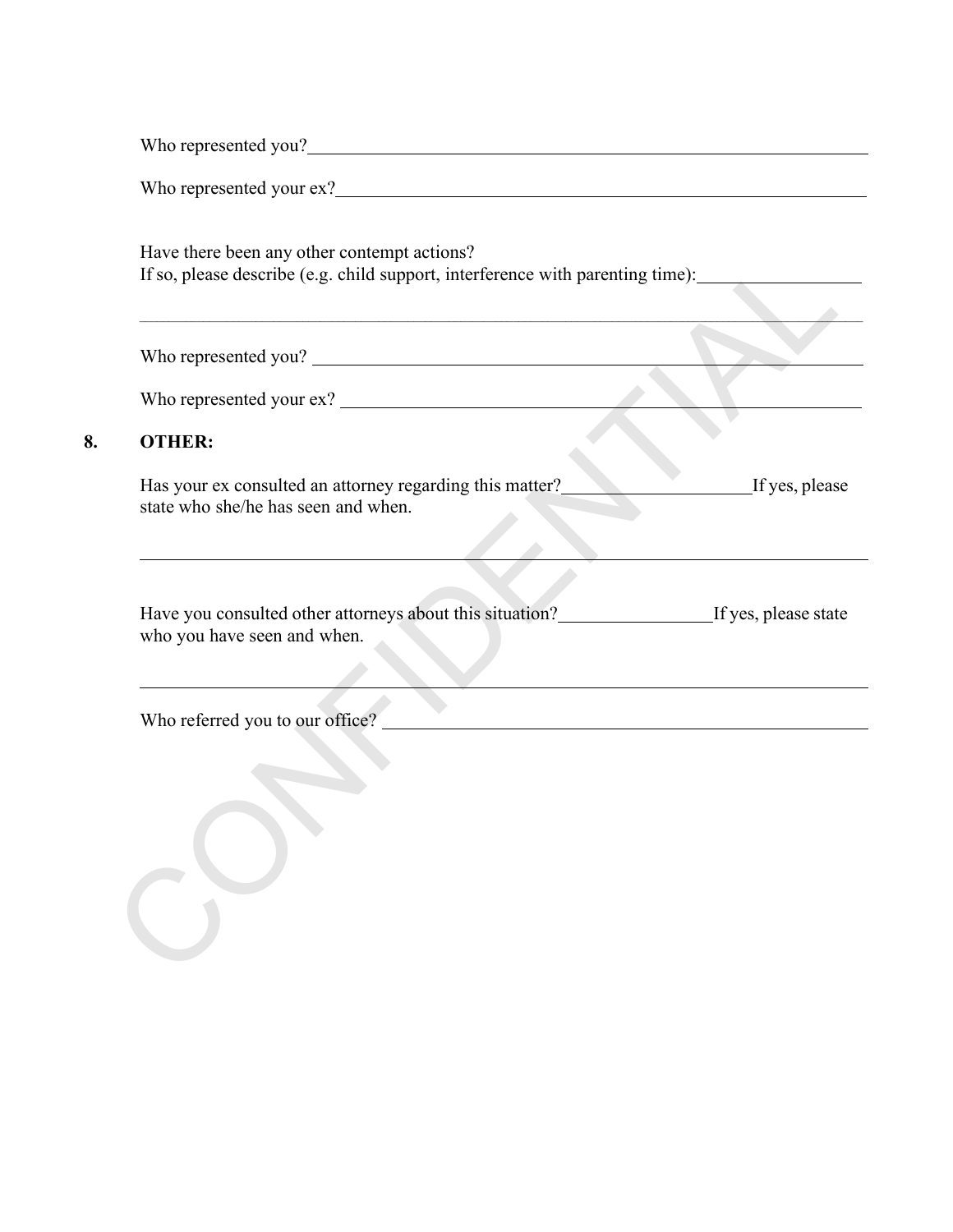Who represented you? \_\_\_\_\_\_\_\_\_\_\_\_\_\_\_\_\_\_\_\_\_\_\_\_\_\_\_\_\_\_\_\_\_\_\_\_\_\_\_\_

Who represented your ex? \_\_\_\_\_\_\_\_\_\_\_\_\_\_\_\_\_\_\_\_\_\_\_\_\_\_\_\_\_\_\_\_\_\_\_\_\_\_\_\_

Have there been any other contempt actions?
If so, please describe (e.g. child support, interference with parenting time): \_\_\_\_\_\_\_\_\_\_\_\_\_\_\_\_\_\_

\_\_\_\_\_\_\_\_\_\_\_\_\_\_\_\_\_\_\_\_\_\_\_\_\_\_\_\_\_\_\_\_\_\_\_\_\_\_\_\_\_\_\_\_\_\_\_\_\_\_\_\_\_\_\_\_\_\_\_\_

Who represented you? \_\_\_\_\_\_\_\_\_\_\_\_\_\_\_\_\_\_\_\_\_\_\_\_\_\_\_\_\_\_\_\_\_\_\_\_\_\_\_\_

Who represented your ex? \_\_\_\_\_\_\_\_\_\_\_\_\_\_\_\_\_\_\_\_\_\_\_\_\_\_\_\_\_\_\_\_\_\_\_\_\_\_\_\_

## 8. OTHER:

Has your ex consulted an attorney regarding this matter? \_\_\_\_\_\_\_\_\_\_\_\_\_\_\_\_\_\_\_\_ If yes, please state who she/he has seen and when.

\_\_\_\_\_\_\_\_\_\_\_\_\_\_\_\_\_\_\_\_\_\_\_\_\_\_\_\_\_\_\_\_\_\_\_\_\_\_\_\_\_\_\_\_\_\_\_\_\_\_\_\_\_\_\_\_\_\_\_\_

Have you consulted other attorneys about this situation? \_\_\_\_\_\_\_\_\_\_\_\_\_\_\_\_\_\_\_\_ If yes, please state who you have seen and when.

\_\_\_\_\_\_\_\_\_\_\_\_\_\_\_\_\_\_\_\_\_\_\_\_\_\_\_\_\_\_\_\_\_\_\_\_\_\_\_\_\_\_\_\_\_\_\_\_\_\_\_\_\_\_\_\_\_\_\_\_

Who referred you to our office? \_\_\_\_\_\_\_\_\_\_\_\_\_\_\_\_\_\_\_\_\_\_\_\_\_\_\_\_\_\_\_\_\_\_\_\_\_\_\_\_

CONFIDENTIAL